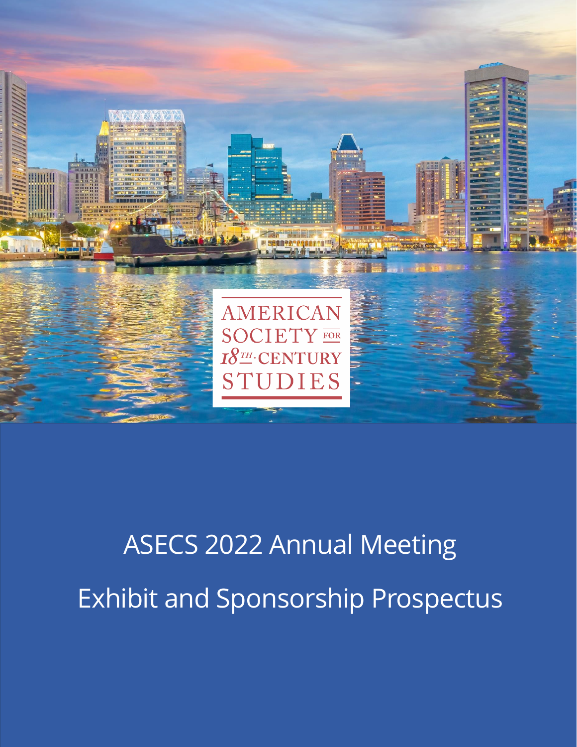AMERICAN SOCIETY FOR 18TH-CENTURY STUDIES

# ASECS 2022 Annual Meeting

# Exhibit and Sponsorship Prospectus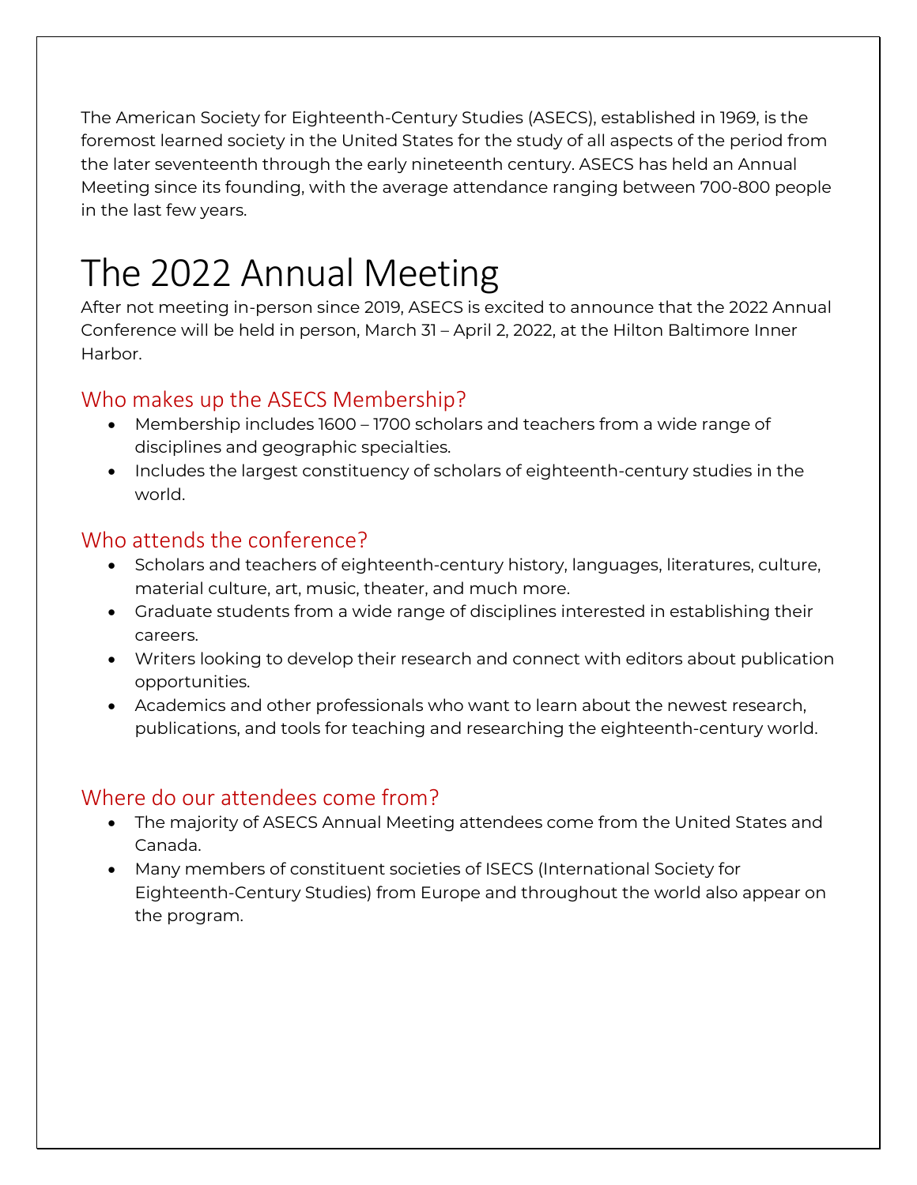The American Society for Eighteenth-Century Studies (ASECS), established in 1969, is the foremost learned society in the United States for the study of all aspects of the period from the later seventeenth through the early nineteenth century. ASECS has held an Annual Meeting since its founding, with the average attendance ranging between 700-800 people in the last few years.

# The 2022 Annual Meeting

After not meeting in-person since 2019, ASECS is excited to announce that the 2022 Annual Conference will be held in person, March 31 – April 2, 2022, at the Hilton Baltimore Inner Harbor.

## Who makes up the ASECS Membership?

- Membership includes 1600 – 1700 scholars and teachers from a wide range of disciplines and geographic specialties.
- Includes the largest constituency of scholars of eighteenth-century studies in the world.

## Who attends the conference?

- Scholars and teachers of eighteenth-century history, languages, literatures, culture, material culture, art, music, theater, and much more.
- Graduate students from a wide range of disciplines interested in establishing their careers.
- Writers looking to develop their research and connect with editors about publication opportunities.
- Academics and other professionals who want to learn about the newest research, publications, and tools for teaching and researching the eighteenth-century world.

## Where do our attendees come from?

- The majority of ASECS Annual Meeting attendees come from the United States and Canada.
- Many members of constituent societies of ISECS (International Society for Eighteenth-Century Studies) from Europe and throughout the world also appear on the program.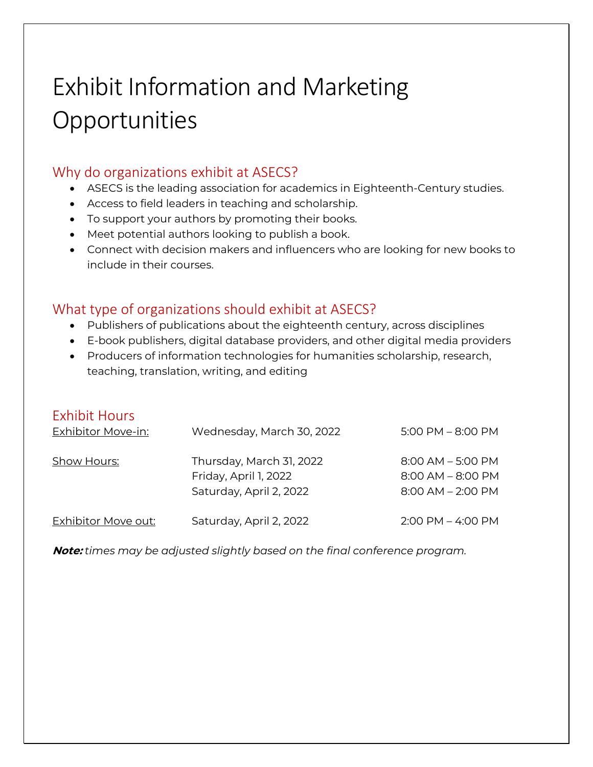# Exhibit Information and Marketing Opportunities

## Why do organizations exhibit at ASECS?

- ASECS is the leading association for academics in Eighteenth-Century studies.
- Access to field leaders in teaching and scholarship.
- To support your authors by promoting their books.
- Meet potential authors looking to publish a book.
- Connect with decision makers and influencers who are looking for new books to include in their courses.

## What type of organizations should exhibit at ASECS?

- Publishers of publications about the eighteenth century, across disciplines
- E-book publishers, digital database providers, and other digital media providers
- Producers of information technologies for humanities scholarship, research, teaching, translation, writing, and editing

## Exhibit Hours

| | | |
|---|---|---|
| Exhibitor Move-in: | Wednesday, March 30, 2022 | 5:00 PM – 8:00 PM |
| Show Hours: | Thursday, March 31, 2022 | 8:00 AM – 5:00 PM |
| | Friday, April 1, 2022 | 8:00 AM – 8:00 PM |
| | Saturday, April 2, 2022 | 8:00 AM – 2:00 PM |
| Exhibitor Move out: | Saturday, April 2, 2022 | 2:00 PM – 4:00 PM |

***Note:*** *times may be adjusted slightly based on the final conference program.*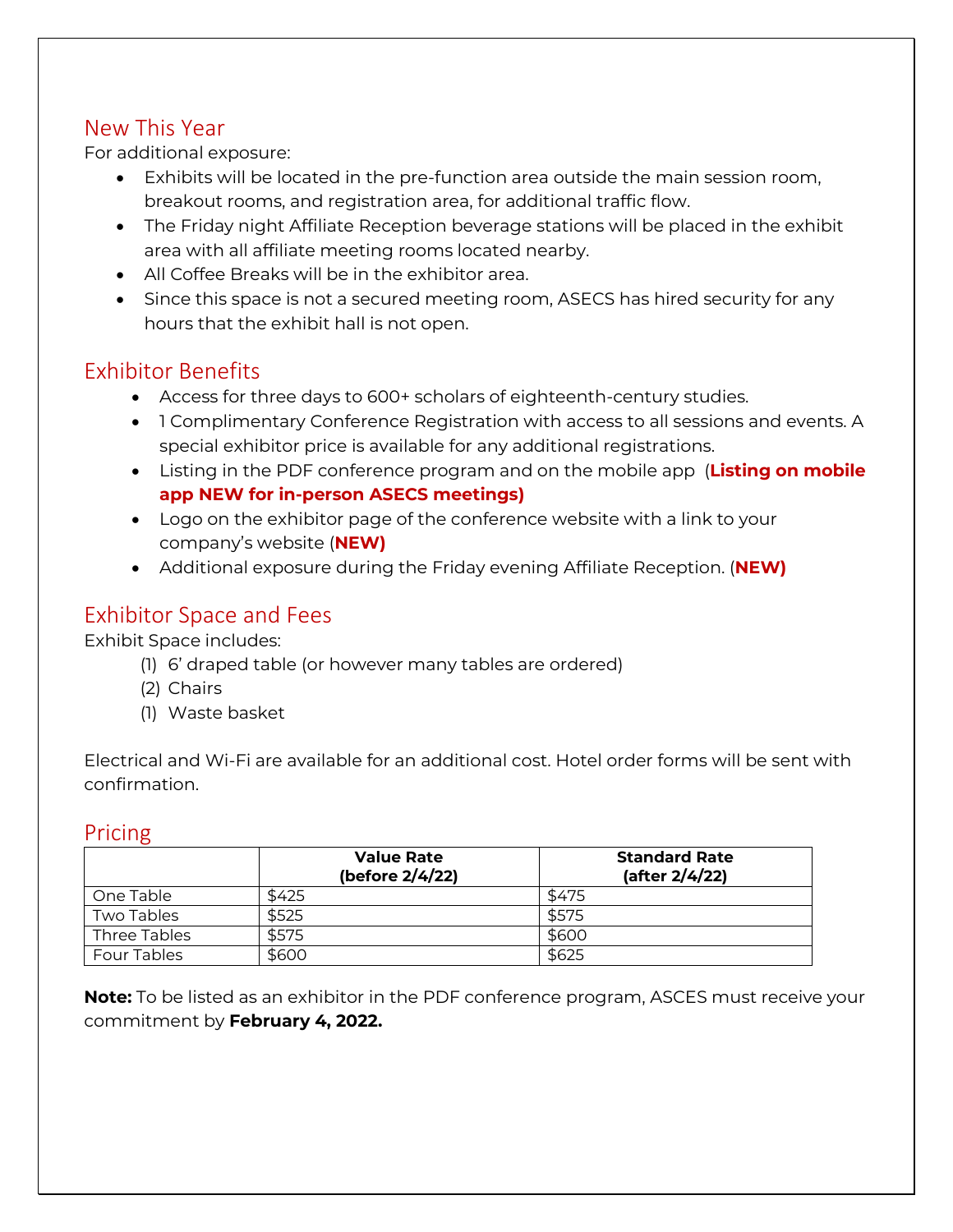## New This Year

For additional exposure:

- Exhibits will be located in the pre-function area outside the main session room, breakout rooms, and registration area, for additional traffic flow.
- The Friday night Affiliate Reception beverage stations will be placed in the exhibit area with all affiliate meeting rooms located nearby.
- All Coffee Breaks will be in the exhibitor area.
- Since this space is not a secured meeting room, ASECS has hired security for any hours that the exhibit hall is not open.

## Exhibitor Benefits

- Access for three days to 600+ scholars of eighteenth-century studies.
- 1 Complimentary Conference Registration with access to all sessions and events. A special exhibitor price is available for any additional registrations.
- Listing in the PDF conference program and on the mobile app (**Listing on mobile app NEW for in-person ASECS meetings)**
- Logo on the exhibitor page of the conference website with a link to your company's website (**NEW)**
- Additional exposure during the Friday evening Affiliate Reception. (**NEW)**

## Exhibitor Space and Fees

Exhibit Space includes:

(1) 6' draped table (or however many tables are ordered)
(2) Chairs
(1) Waste basket

Electrical and Wi-Fi are available for an additional cost. Hotel order forms will be sent with confirmation.

## Pricing

| | **Value Rate (before 2/4/22)** | **Standard Rate (after 2/4/22)** |
|---|---|---|
| One Table | $425 | $475 |
| Two Tables | $525 | $575 |
| Three Tables | $575 | $600 |
| Four Tables | $600 | $625 |

**Note:** To be listed as an exhibitor in the PDF conference program, ASCES must receive your commitment by **February 4, 2022.**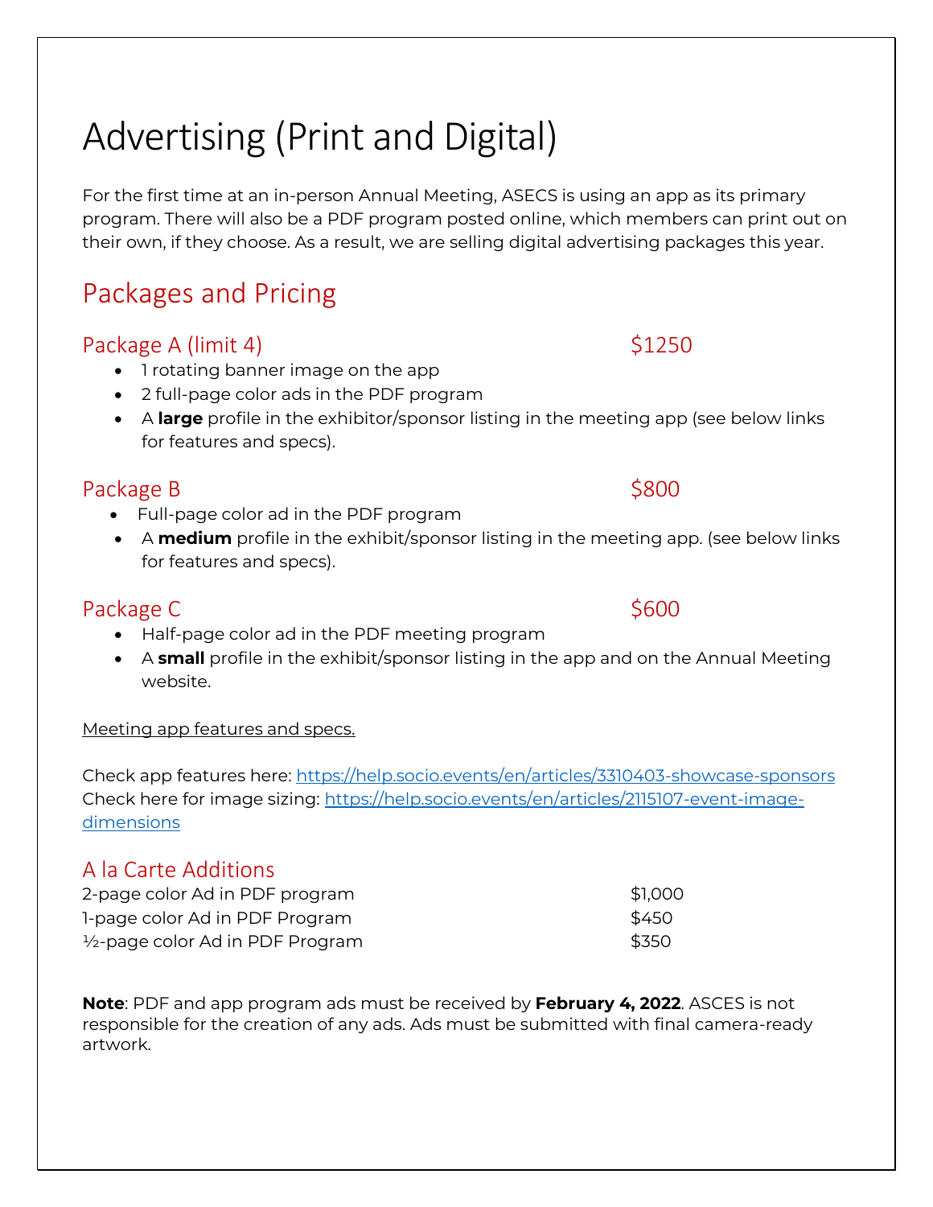# Advertising (Print and Digital)

For the first time at an in-person Annual Meeting, ASECS is using an app as its primary program. There will also be a PDF program posted online, which members can print out on their own, if they choose. As a result, we are selling digital advertising packages this year.

## Packages and Pricing

### Package A (limit 4) $1250

- 1 rotating banner image on the app
- 2 full-page color ads in the PDF program
- A **large** profile in the exhibitor/sponsor listing in the meeting app (see below links for features and specs).

### Package B $800

- Full-page color ad in the PDF program
- A **medium** profile in the exhibit/sponsor listing in the meeting app. (see below links for features and specs).

### Package C $600

- Half-page color ad in the PDF meeting program
- A **small** profile in the exhibit/sponsor listing in the app and on the Annual Meeting website.

Meeting app features and specs.

Check app features here: https://help.socio.events/en/articles/3310403-showcase-sponsors
Check here for image sizing: https://help.socio.events/en/articles/2115107-event-image-dimensions

### A la Carte Additions

| | |
|---|---|
| 2-page color Ad in PDF program | $1,000 |
| 1-page color Ad in PDF Program | $450 |
| ½-page color Ad in PDF Program | $350 |

**Note**: PDF and app program ads must be received by **February 4, 2022**. ASCES is not responsible for the creation of any ads. Ads must be submitted with final camera-ready artwork.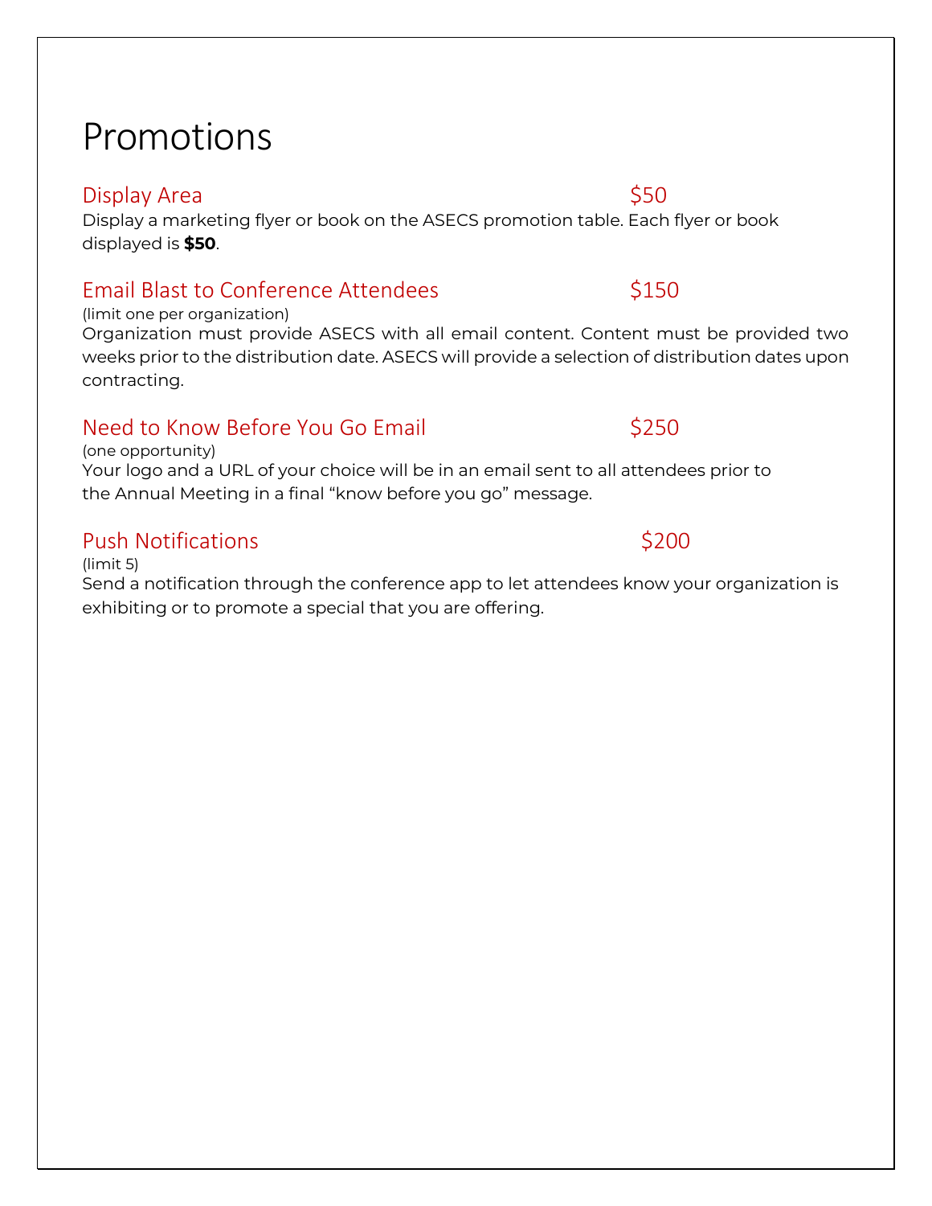# Promotions

## Display Area — $50

Display a marketing flyer or book on the ASECS promotion table. Each flyer or book displayed is **$50**.

## Email Blast to Conference Attendees — $150

(limit one per organization)

Organization must provide ASECS with all email content. Content must be provided two weeks prior to the distribution date. ASECS will provide a selection of distribution dates upon contracting.

## Need to Know Before You Go Email — $250

(one opportunity)

Your logo and a URL of your choice will be in an email sent to all attendees prior to the Annual Meeting in a final "know before you go" message.

## Push Notifications — $200

(limit 5)

Send a notification through the conference app to let attendees know your organization is exhibiting or to promote a special that you are offering.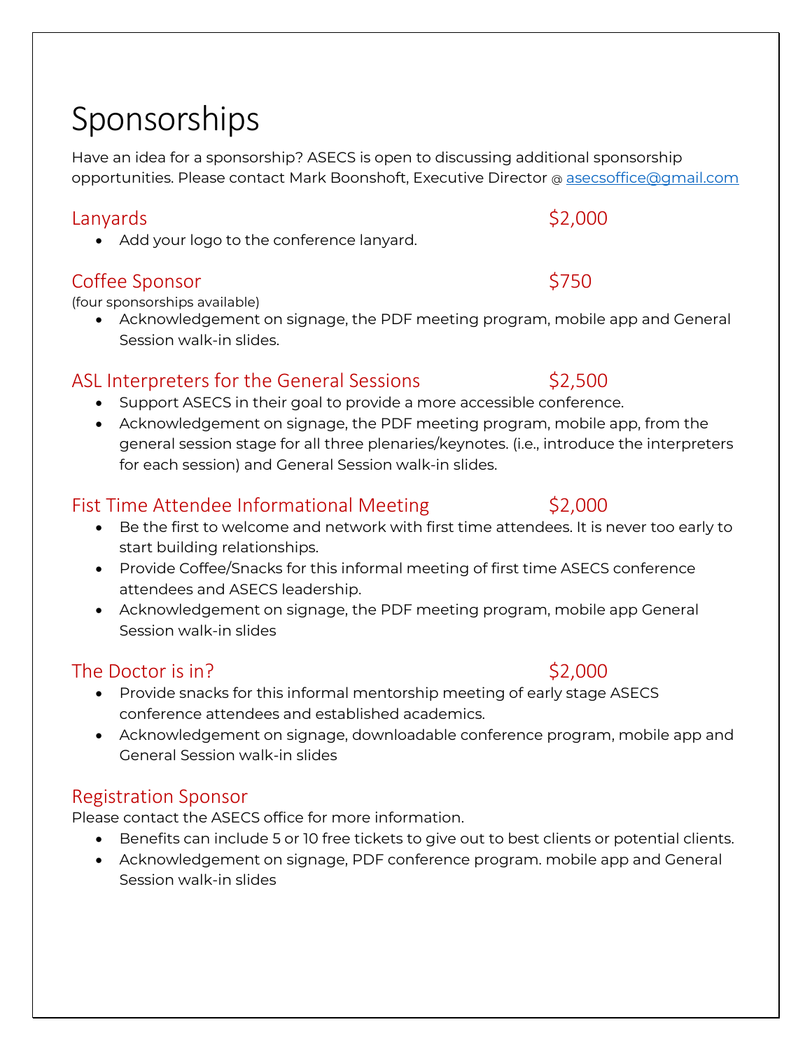# Sponsorships

Have an idea for a sponsorship? ASECS is open to discussing additional sponsorship opportunities. Please contact Mark Boonshoft, Executive Director @ asecsoffice@gmail.com

## Lanyards — $2,000

- Add your logo to the conference lanyard.

## Coffee Sponsor — $750

(four sponsorships available)

- Acknowledgement on signage, the PDF meeting program, mobile app and General Session walk-in slides.

## ASL Interpreters for the General Sessions — $2,500

- Support ASECS in their goal to provide a more accessible conference.
- Acknowledgement on signage, the PDF meeting program, mobile app, from the general session stage for all three plenaries/keynotes. (i.e., introduce the interpreters for each session) and General Session walk-in slides.

## Fist Time Attendee Informational Meeting — $2,000

- Be the first to welcome and network with first time attendees. It is never too early to start building relationships.
- Provide Coffee/Snacks for this informal meeting of first time ASECS conference attendees and ASECS leadership.
- Acknowledgement on signage, the PDF meeting program, mobile app General Session walk-in slides

## The Doctor is in? — $2,000

- Provide snacks for this informal mentorship meeting of early stage ASECS conference attendees and established academics.
- Acknowledgement on signage, downloadable conference program, mobile app and General Session walk-in slides

## Registration Sponsor

Please contact the ASECS office for more information.

- Benefits can include 5 or 10 free tickets to give out to best clients or potential clients.
- Acknowledgement on signage, PDF conference program. mobile app and General Session walk-in slides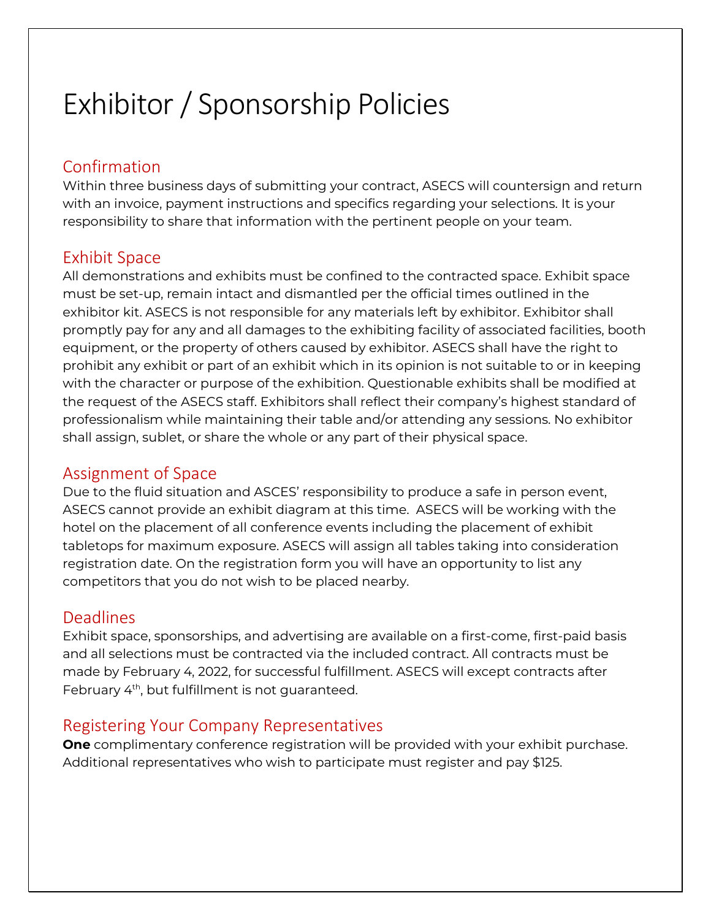# Exhibitor / Sponsorship Policies

## Confirmation

Within three business days of submitting your contract, ASECS will countersign and return with an invoice, payment instructions and specifics regarding your selections. It is your responsibility to share that information with the pertinent people on your team.

## Exhibit Space

All demonstrations and exhibits must be confined to the contracted space. Exhibit space must be set-up, remain intact and dismantled per the official times outlined in the exhibitor kit. ASECS is not responsible for any materials left by exhibitor. Exhibitor shall promptly pay for any and all damages to the exhibiting facility of associated facilities, booth equipment, or the property of others caused by exhibitor. ASECS shall have the right to prohibit any exhibit or part of an exhibit which in its opinion is not suitable to or in keeping with the character or purpose of the exhibition. Questionable exhibits shall be modified at the request of the ASECS staff. Exhibitors shall reflect their company's highest standard of professionalism while maintaining their table and/or attending any sessions. No exhibitor shall assign, sublet, or share the whole or any part of their physical space.

## Assignment of Space

Due to the fluid situation and ASCES' responsibility to produce a safe in person event, ASECS cannot provide an exhibit diagram at this time. ASECS will be working with the hotel on the placement of all conference events including the placement of exhibit tabletops for maximum exposure. ASECS will assign all tables taking into consideration registration date. On the registration form you will have an opportunity to list any competitors that you do not wish to be placed nearby.

## Deadlines

Exhibit space, sponsorships, and advertising are available on a first-come, first-paid basis and all selections must be contracted via the included contract. All contracts must be made by February 4, 2022, for successful fulfillment. ASECS will except contracts after February 4th, but fulfillment is not guaranteed.

## Registering Your Company Representatives

**One** complimentary conference registration will be provided with your exhibit purchase. Additional representatives who wish to participate must register and pay $125.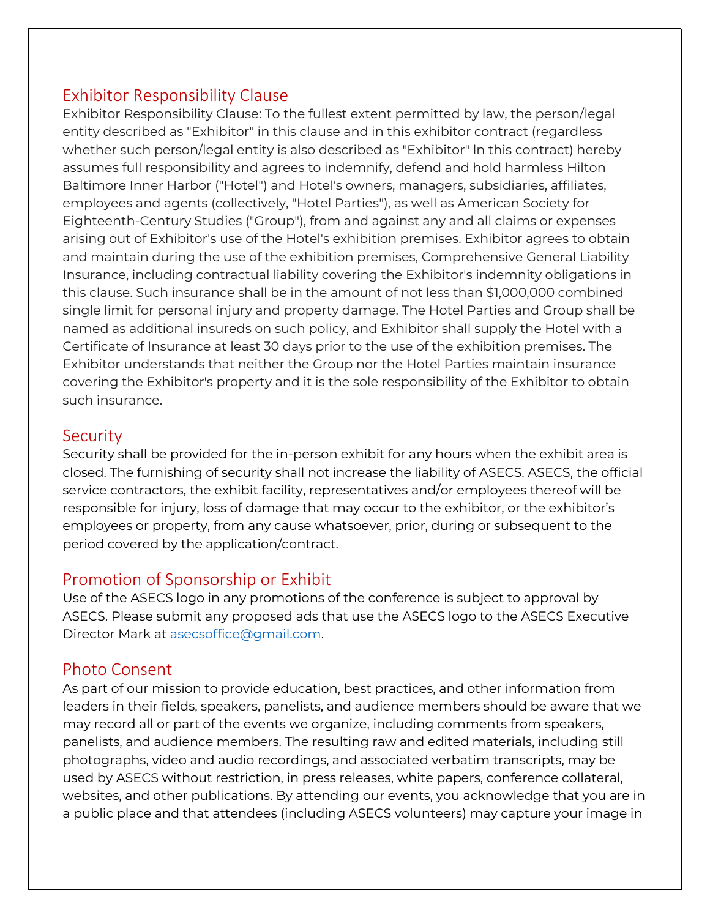## Exhibitor Responsibility Clause

Exhibitor Responsibility Clause: To the fullest extent permitted by law, the person/legal entity described as "Exhibitor" in this clause and in this exhibitor contract (regardless whether such person/legal entity is also described as "Exhibitor" In this contract) hereby assumes full responsibility and agrees to indemnify, defend and hold harmless Hilton Baltimore Inner Harbor ("Hotel") and Hotel's owners, managers, subsidiaries, affiliates, employees and agents (collectively, "Hotel Parties"), as well as American Society for Eighteenth-Century Studies ("Group"), from and against any and all claims or expenses arising out of Exhibitor's use of the Hotel's exhibition premises. Exhibitor agrees to obtain and maintain during the use of the exhibition premises, Comprehensive General Liability Insurance, including contractual liability covering the Exhibitor's indemnity obligations in this clause. Such insurance shall be in the amount of not less than $1,000,000 combined single limit for personal injury and property damage. The Hotel Parties and Group shall be named as additional insureds on such policy, and Exhibitor shall supply the Hotel with a Certificate of Insurance at least 30 days prior to the use of the exhibition premises. The Exhibitor understands that neither the Group nor the Hotel Parties maintain insurance covering the Exhibitor's property and it is the sole responsibility of the Exhibitor to obtain such insurance.

## Security

Security shall be provided for the in-person exhibit for any hours when the exhibit area is closed. The furnishing of security shall not increase the liability of ASECS. ASECS, the official service contractors, the exhibit facility, representatives and/or employees thereof will be responsible for injury, loss of damage that may occur to the exhibitor, or the exhibitor's employees or property, from any cause whatsoever, prior, during or subsequent to the period covered by the application/contract.

## Promotion of Sponsorship or Exhibit

Use of the ASECS logo in any promotions of the conference is subject to approval by ASECS. Please submit any proposed ads that use the ASECS logo to the ASECS Executive Director Mark at [asecsoffice@gmail.com](mailto:asecsoffice@gmail.com).

## Photo Consent

As part of our mission to provide education, best practices, and other information from leaders in their fields, speakers, panelists, and audience members should be aware that we may record all or part of the events we organize, including comments from speakers, panelists, and audience members. The resulting raw and edited materials, including still photographs, video and audio recordings, and associated verbatim transcripts, may be used by ASECS without restriction, in press releases, white papers, conference collateral, websites, and other publications. By attending our events, you acknowledge that you are in a public place and that attendees (including ASECS volunteers) may capture your image in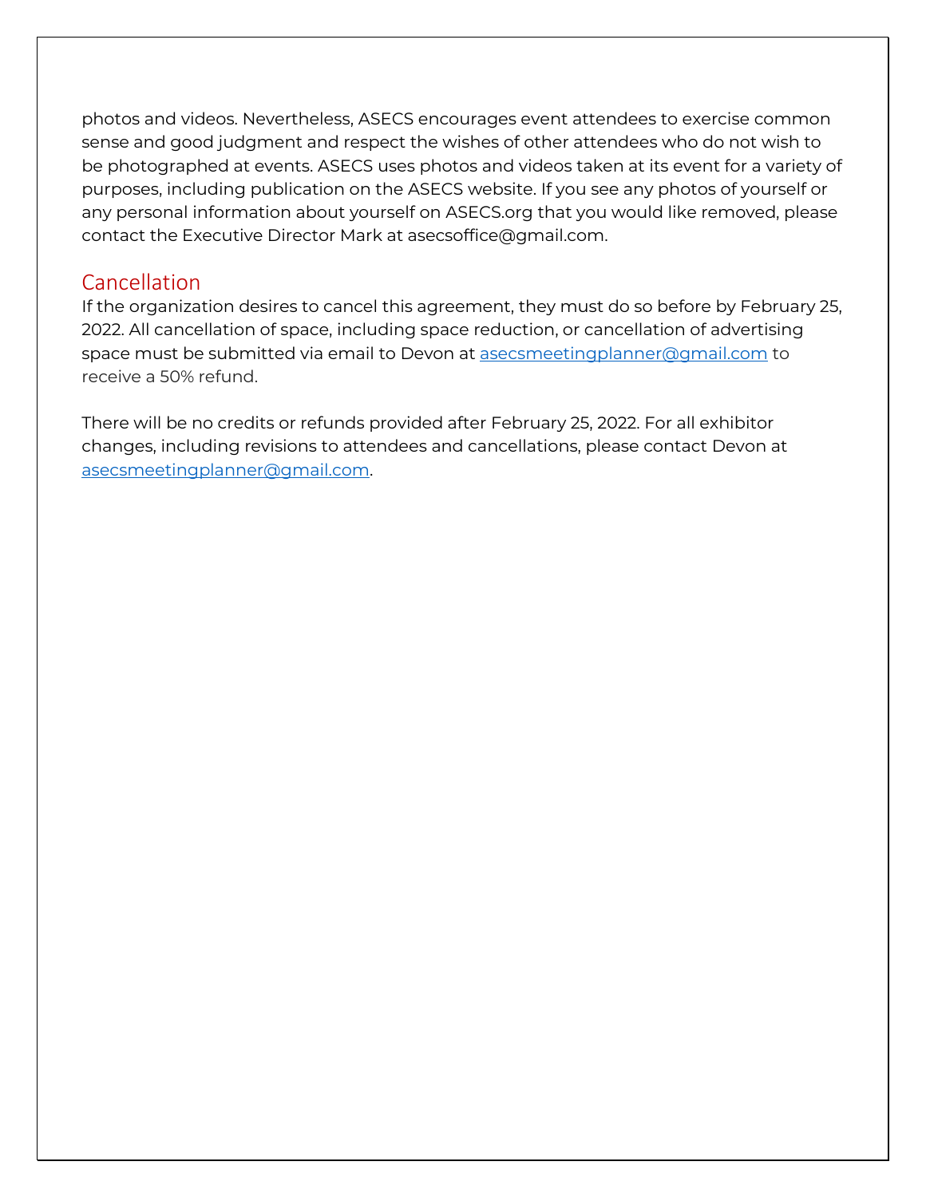photos and videos. Nevertheless, ASECS encourages event attendees to exercise common sense and good judgment and respect the wishes of other attendees who do not wish to be photographed at events. ASECS uses photos and videos taken at its event for a variety of purposes, including publication on the ASECS website. If you see any photos of yourself or any personal information about yourself on ASECS.org that you would like removed, please contact the Executive Director Mark at asecsoffice@gmail.com.

## Cancellation

If the organization desires to cancel this agreement, they must do so before by February 25, 2022. All cancellation of space, including space reduction, or cancellation of advertising space must be submitted via email to Devon at asecsmeetingplanner@gmail.com to receive a 50% refund.

There will be no credits or refunds provided after February 25, 2022. For all exhibitor changes, including revisions to attendees and cancellations, please contact Devon at asecsmeetingplanner@gmail.com.